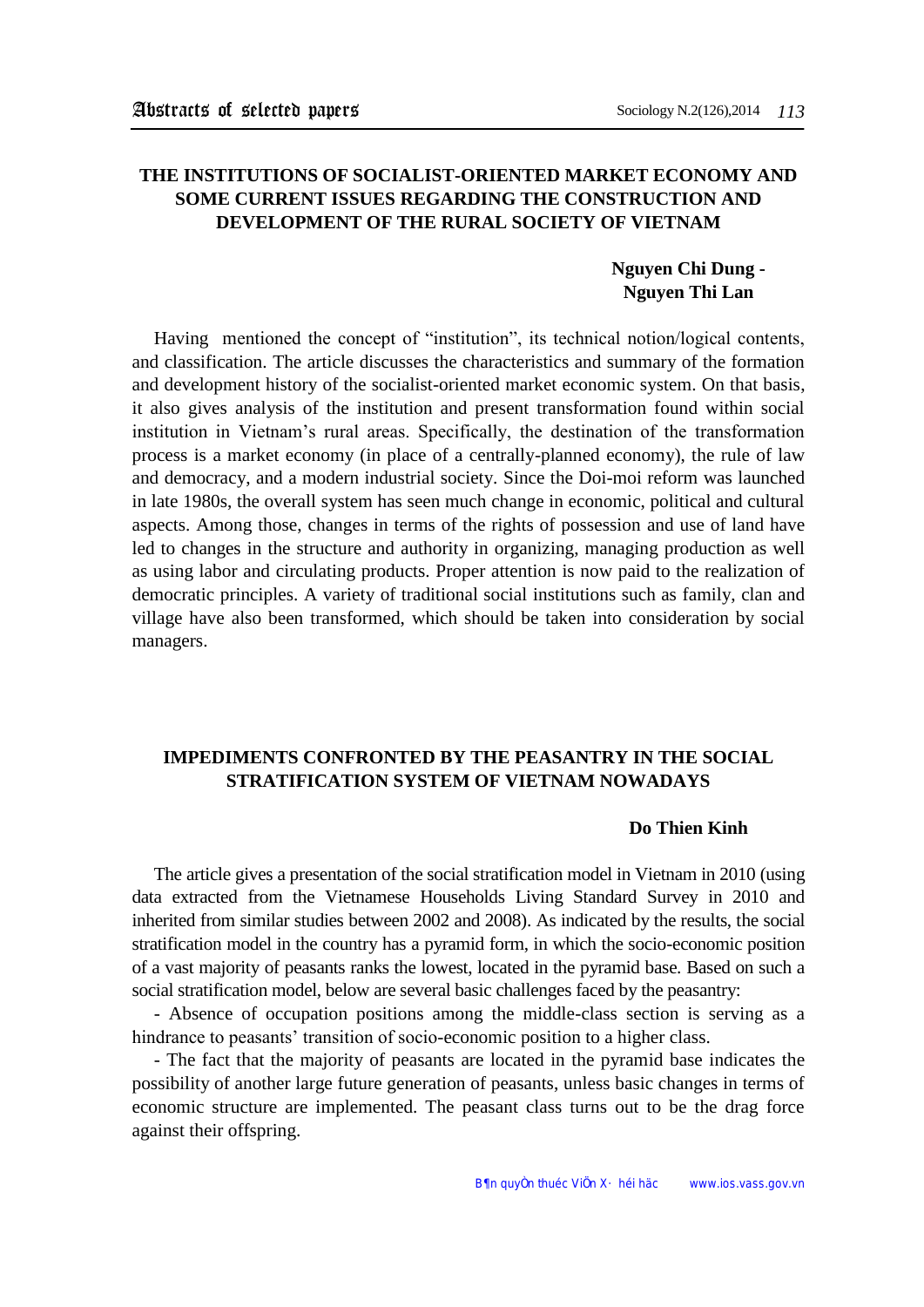# THE INSTITUTIONS OF SOCIALIST-ORIENTED MARKET ECONOMY AND SOME CURRENT ISSUES REGARDING THE CONSTRUCTION AND DEVELOPMENT OF THE RURAL SOCIETY OF VIETNAM

**Nguyen Chi Dung - Nguyen Thi Lan**

Having mentioned the concept of "institution", its technical notion/logical contents, and classification. The article discusses the characteristics and summary of the formation and development history of the socialist-oriented market economic system. On that basis, it also gives analysis of the institution and present transformation found within social institution in Vietnam's rural areas. Specifically, the destination of the transformation process is a market economy (in place of a centrally-planned economy), the rule of law and democracy, and a modern industrial society. Since the Doi-moi reform was launched in late 1980s, the overall system has seen much change in economic, political and cultural aspects. Among those, changes in terms of the rights of possession and use of land have led to changes in the structure and authority in organizing, managing production as well as using labor and circulating products. Proper attention is now paid to the realization of democratic principles. A variety of traditional social institutions such as family, clan and village have also been transformed, which should be taken into consideration by social managers.

# IMPEDIMENTS CONFRONTED BY THE PEASANTRY IN THE SOCIAL STRATIFICATION SYSTEM OF VIETNAM NOWADAYS

**Do Thien Kinh**

The article gives a presentation of the social stratification model in Vietnam in 2010 (using data extracted from the Vietnamese Households Living Standard Survey in 2010 and inherited from similar studies between 2002 and 2008). As indicated by the results, the social stratification model in the country has a pyramid form, in which the socio-economic position of a vast majority of peasants ranks the lowest, located in the pyramid base. Based on such a social stratification model, below are several basic challenges faced by the peasantry:

- Absence of occupation positions among the middle-class section is serving as a hindrance to peasants' transition of socio-economic position to a higher class.
- The fact that the majority of peasants are located in the pyramid base indicates the possibility of another large future generation of peasants, unless basic changes in terms of economic structure are implemented. The peasant class turns out to be the drag force against their offspring.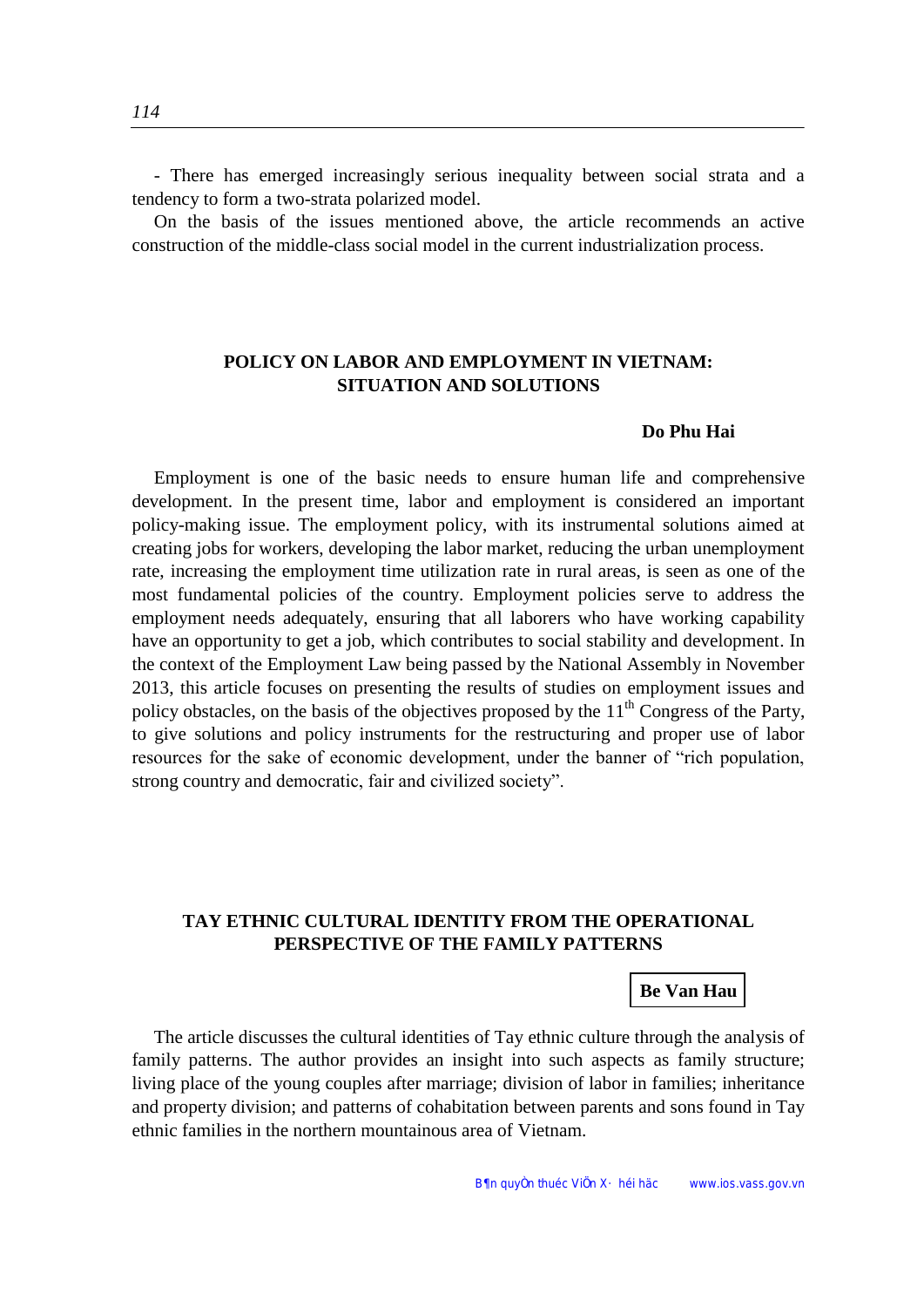- There has emerged increasingly serious inequality between social strata and a tendency to form a two-strata polarized model.

On the basis of the issues mentioned above, the article recommends an active construction of the middle-class social model in the current industrialization process.

## POLICY ON LABOR AND EMPLOYMENT IN VIETNAM: SITUATION AND SOLUTIONS

**Do Phu Hai**

Employment is one of the basic needs to ensure human life and comprehensive development. In the present time, labor and employment is considered an important policy-making issue. The employment policy, with its instrumental solutions aimed at creating jobs for workers, developing the labor market, reducing the urban unemployment rate, increasing the employment time utilization rate in rural areas, is seen as one of the most fundamental policies of the country. Employment policies serve to address the employment needs adequately, ensuring that all laborers who have working capability have an opportunity to get a job, which contributes to social stability and development. In the context of the Employment Law being passed by the National Assembly in November 2013, this article focuses on presenting the results of studies on employment issues and policy obstacles, on the basis of the objectives proposed by the 11th Congress of the Party, to give solutions and policy instruments for the restructuring and proper use of labor resources for the sake of economic development, under the banner of "rich population, strong country and democratic, fair and civilized society".

## TAY ETHNIC CULTURAL IDENTITY FROM THE OPERATIONAL PERSPECTIVE OF THE FAMILY PATTERNS

**Be Van Hau**

The article discusses the cultural identities of Tay ethnic culture through the analysis of family patterns. The author provides an insight into such aspects as family structure; living place of the young couples after marriage; division of labor in families; inheritance and property division; and patterns of cohabitation between parents and sons found in Tay ethnic families in the northern mountainous area of Vietnam.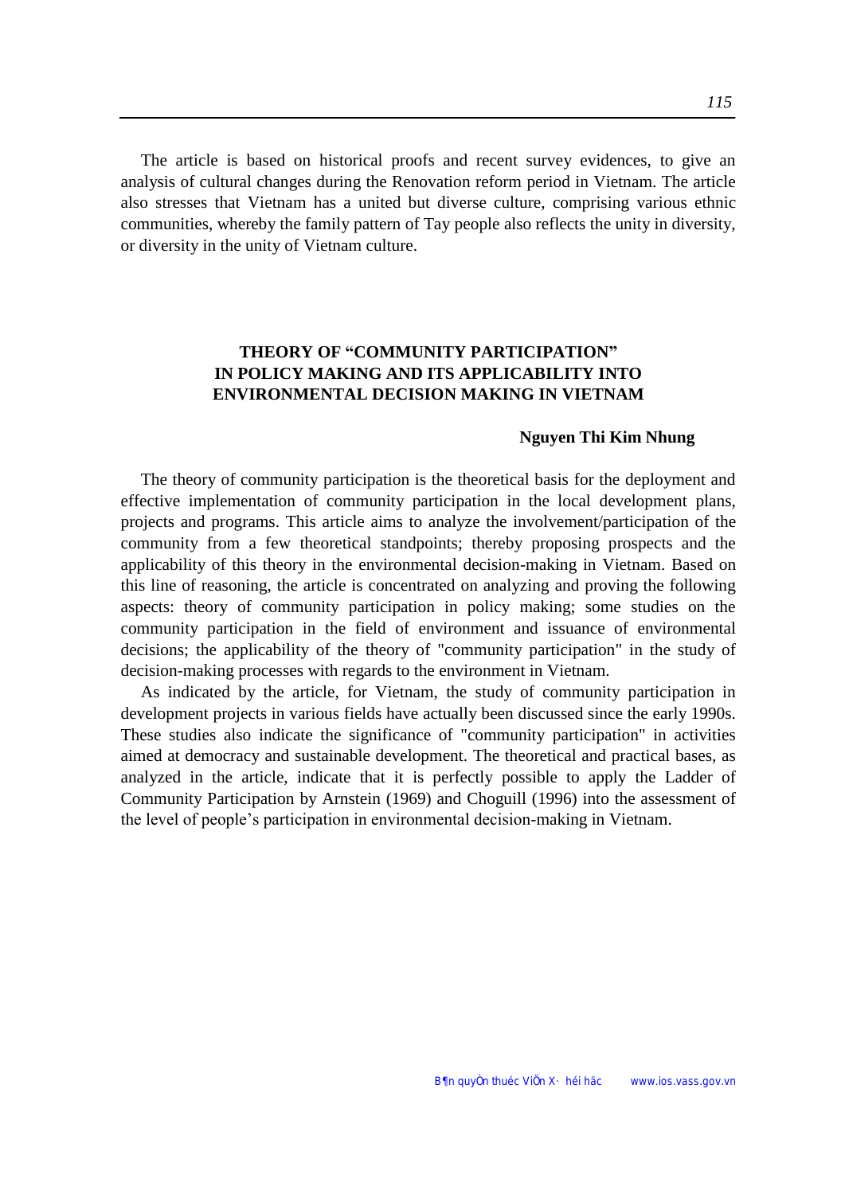The article is based on historical proofs and recent survey evidences, to give an analysis of cultural changes during the Renovation reform period in Vietnam. The article also stresses that Vietnam has a united but diverse culture, comprising various ethnic communities, whereby the family pattern of Tay people also reflects the unity in diversity, or diversity in the unity of Vietnam culture.

## THEORY OF "COMMUNITY PARTICIPATION" IN POLICY MAKING AND ITS APPLICABILITY INTO ENVIRONMENTAL DECISION MAKING IN VIETNAM

**Nguyen Thi Kim Nhung**

The theory of community participation is the theoretical basis for the deployment and effective implementation of community participation in the local development plans, projects and programs. This article aims to analyze the involvement/participation of the community from a few theoretical standpoints; thereby proposing prospects and the applicability of this theory in the environmental decision-making in Vietnam. Based on this line of reasoning, the article is concentrated on analyzing and proving the following aspects: theory of community participation in policy making; some studies on the community participation in the field of environment and issuance of environmental decisions; the applicability of the theory of "community participation" in the study of decision-making processes with regards to the environment in Vietnam.

As indicated by the article, for Vietnam, the study of community participation in development projects in various fields have actually been discussed since the early 1990s. These studies also indicate the significance of "community participation" in activities aimed at democracy and sustainable development. The theoretical and practical bases, as analyzed in the article, indicate that it is perfectly possible to apply the Ladder of Community Participation by Arnstein (1969) and Choguill (1996) into the assessment of the level of people's participation in environmental decision-making in Vietnam.